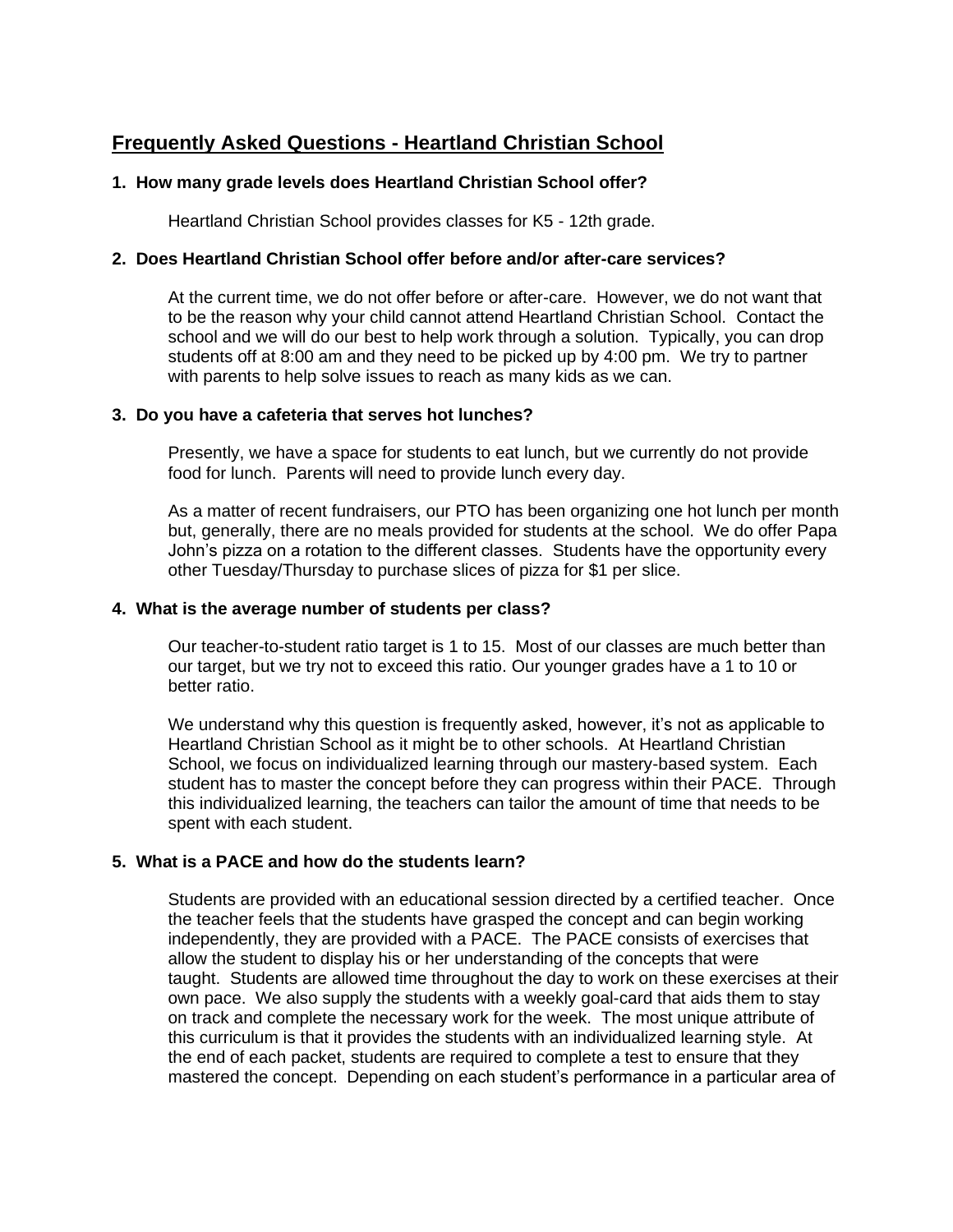# Frequently Asked Questions - Heartland Christian School

**1. How many grade levels does Heartland Christian School offer?**

Heartland Christian School provides classes for K5 - 12th grade.

**2. Does Heartland Christian School offer before and/or after-care services?**

At the current time, we do not offer before or after-care. However, we do not want that to be the reason why your child cannot attend Heartland Christian School. Contact the school and we will do our best to help work through a solution. Typically, you can drop students off at 8:00 am and they need to be picked up by 4:00 pm. We try to partner with parents to help solve issues to reach as many kids as we can.

**3. Do you have a cafeteria that serves hot lunches?**

Presently, we have a space for students to eat lunch, but we currently do not provide food for lunch. Parents will need to provide lunch every day.

As a matter of recent fundraisers, our PTO has been organizing one hot lunch per month but, generally, there are no meals provided for students at the school. We do offer Papa John's pizza on a rotation to the different classes. Students have the opportunity every other Tuesday/Thursday to purchase slices of pizza for $1 per slice.

**4. What is the average number of students per class?**

Our teacher-to-student ratio target is 1 to 15. Most of our classes are much better than our target, but we try not to exceed this ratio. Our younger grades have a 1 to 10 or better ratio.

We understand why this question is frequently asked, however, it's not as applicable to Heartland Christian School as it might be to other schools. At Heartland Christian School, we focus on individualized learning through our mastery-based system. Each student has to master the concept before they can progress within their PACE. Through this individualized learning, the teachers can tailor the amount of time that needs to be spent with each student.

**5. What is a PACE and how do the students learn?**

Students are provided with an educational session directed by a certified teacher. Once the teacher feels that the students have grasped the concept and can begin working independently, they are provided with a PACE. The PACE consists of exercises that allow the student to display his or her understanding of the concepts that were taught. Students are allowed time throughout the day to work on these exercises at their own pace. We also supply the students with a weekly goal-card that aids them to stay on track and complete the necessary work for the week. The most unique attribute of this curriculum is that it provides the students with an individualized learning style. At the end of each packet, students are required to complete a test to ensure that they mastered the concept. Depending on each student's performance in a particular area of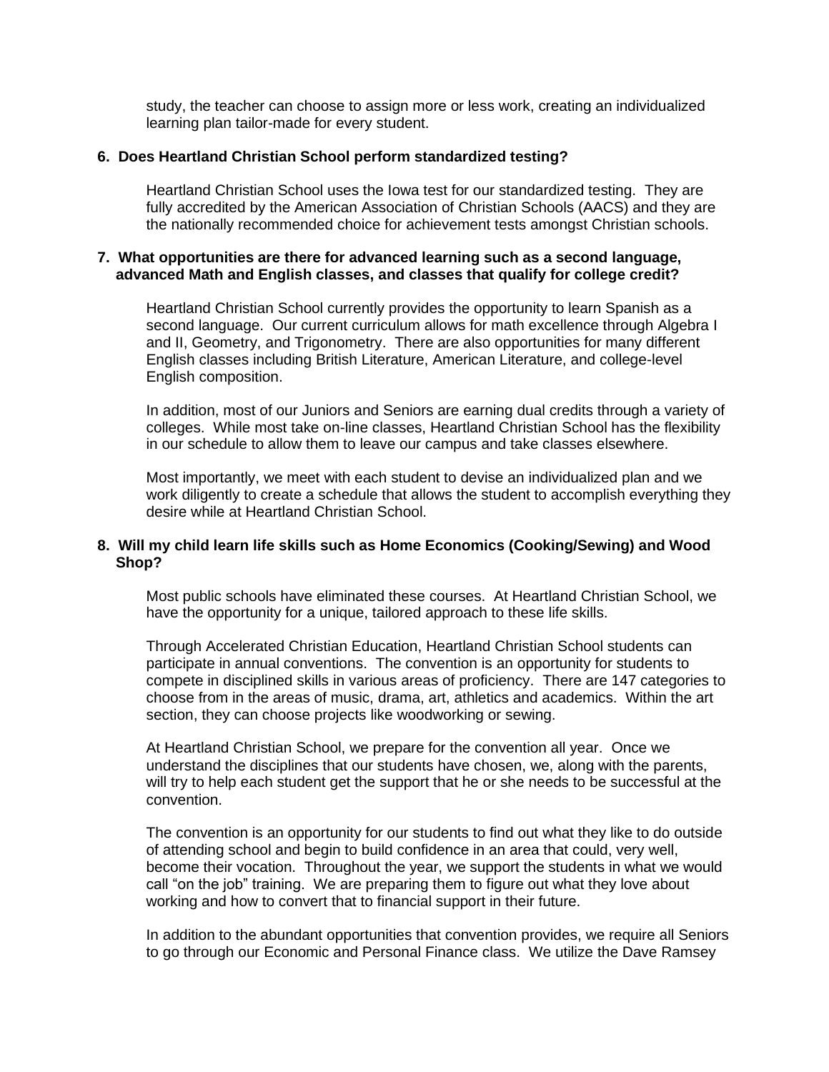study, the teacher can choose to assign more or less work, creating an individualized learning plan tailor-made for every student.

**6. Does Heartland Christian School perform standardized testing?**

Heartland Christian School uses the Iowa test for our standardized testing. They are fully accredited by the American Association of Christian Schools (AACS) and they are the nationally recommended choice for achievement tests amongst Christian schools.

**7. What opportunities are there for advanced learning such as a second language, advanced Math and English classes, and classes that qualify for college credit?**

Heartland Christian School currently provides the opportunity to learn Spanish as a second language. Our current curriculum allows for math excellence through Algebra I and II, Geometry, and Trigonometry. There are also opportunities for many different English classes including British Literature, American Literature, and college-level English composition.

In addition, most of our Juniors and Seniors are earning dual credits through a variety of colleges. While most take on-line classes, Heartland Christian School has the flexibility in our schedule to allow them to leave our campus and take classes elsewhere.

Most importantly, we meet with each student to devise an individualized plan and we work diligently to create a schedule that allows the student to accomplish everything they desire while at Heartland Christian School.

**8. Will my child learn life skills such as Home Economics (Cooking/Sewing) and Wood Shop?**

Most public schools have eliminated these courses. At Heartland Christian School, we have the opportunity for a unique, tailored approach to these life skills.

Through Accelerated Christian Education, Heartland Christian School students can participate in annual conventions. The convention is an opportunity for students to compete in disciplined skills in various areas of proficiency. There are 147 categories to choose from in the areas of music, drama, art, athletics and academics. Within the art section, they can choose projects like woodworking or sewing.

At Heartland Christian School, we prepare for the convention all year. Once we understand the disciplines that our students have chosen, we, along with the parents, will try to help each student get the support that he or she needs to be successful at the convention.

The convention is an opportunity for our students to find out what they like to do outside of attending school and begin to build confidence in an area that could, very well, become their vocation. Throughout the year, we support the students in what we would call "on the job" training. We are preparing them to figure out what they love about working and how to convert that to financial support in their future.

In addition to the abundant opportunities that convention provides, we require all Seniors to go through our Economic and Personal Finance class. We utilize the Dave Ramsey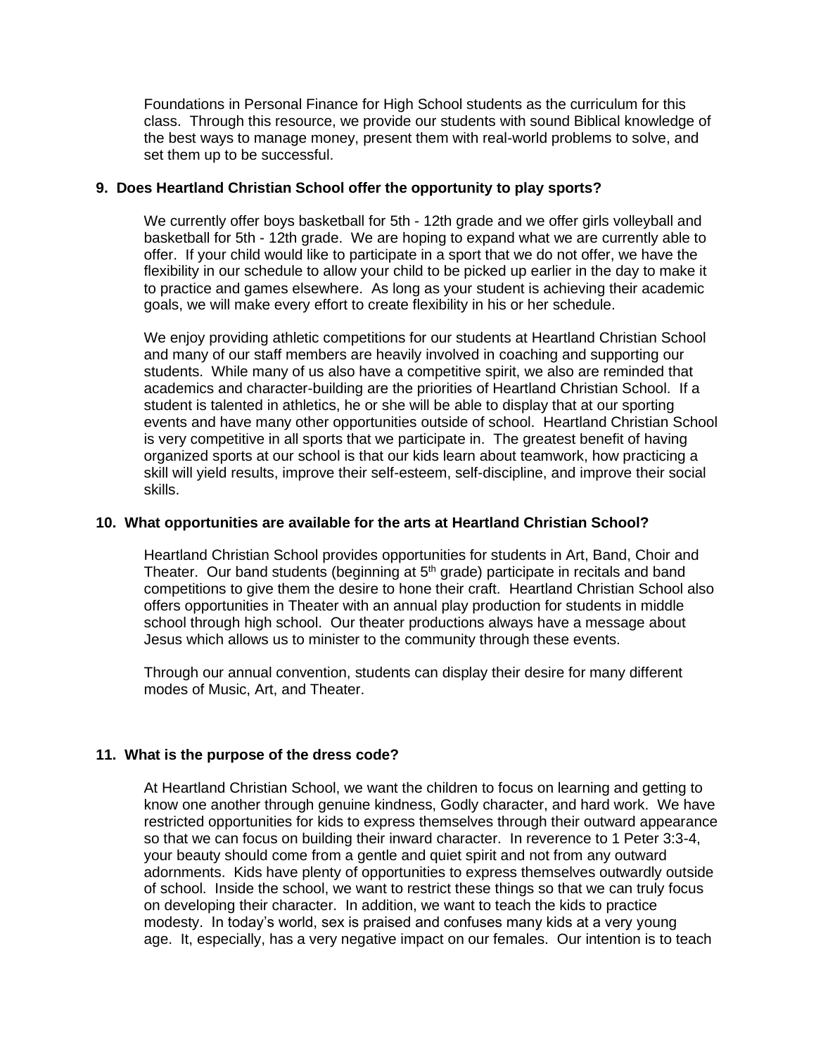Foundations in Personal Finance for High School students as the curriculum for this class. Through this resource, we provide our students with sound Biblical knowledge of the best ways to manage money, present them with real-world problems to solve, and set them up to be successful.

**9. Does Heartland Christian School offer the opportunity to play sports?**

We currently offer boys basketball for 5th - 12th grade and we offer girls volleyball and basketball for 5th - 12th grade. We are hoping to expand what we are currently able to offer. If your child would like to participate in a sport that we do not offer, we have the flexibility in our schedule to allow your child to be picked up earlier in the day to make it to practice and games elsewhere. As long as your student is achieving their academic goals, we will make every effort to create flexibility in his or her schedule.

We enjoy providing athletic competitions for our students at Heartland Christian School and many of our staff members are heavily involved in coaching and supporting our students. While many of us also have a competitive spirit, we also are reminded that academics and character-building are the priorities of Heartland Christian School. If a student is talented in athletics, he or she will be able to display that at our sporting events and have many other opportunities outside of school. Heartland Christian School is very competitive in all sports that we participate in. The greatest benefit of having organized sports at our school is that our kids learn about teamwork, how practicing a skill will yield results, improve their self-esteem, self-discipline, and improve their social skills.

**10. What opportunities are available for the arts at Heartland Christian School?**

Heartland Christian School provides opportunities for students in Art, Band, Choir and Theater. Our band students (beginning at 5th grade) participate in recitals and band competitions to give them the desire to hone their craft. Heartland Christian School also offers opportunities in Theater with an annual play production for students in middle school through high school. Our theater productions always have a message about Jesus which allows us to minister to the community through these events.

Through our annual convention, students can display their desire for many different modes of Music, Art, and Theater.

**11. What is the purpose of the dress code?**

At Heartland Christian School, we want the children to focus on learning and getting to know one another through genuine kindness, Godly character, and hard work. We have restricted opportunities for kids to express themselves through their outward appearance so that we can focus on building their inward character. In reverence to 1 Peter 3:3-4, your beauty should come from a gentle and quiet spirit and not from any outward adornments. Kids have plenty of opportunities to express themselves outwardly outside of school. Inside the school, we want to restrict these things so that we can truly focus on developing their character. In addition, we want to teach the kids to practice modesty. In today's world, sex is praised and confuses many kids at a very young age. It, especially, has a very negative impact on our females. Our intention is to teach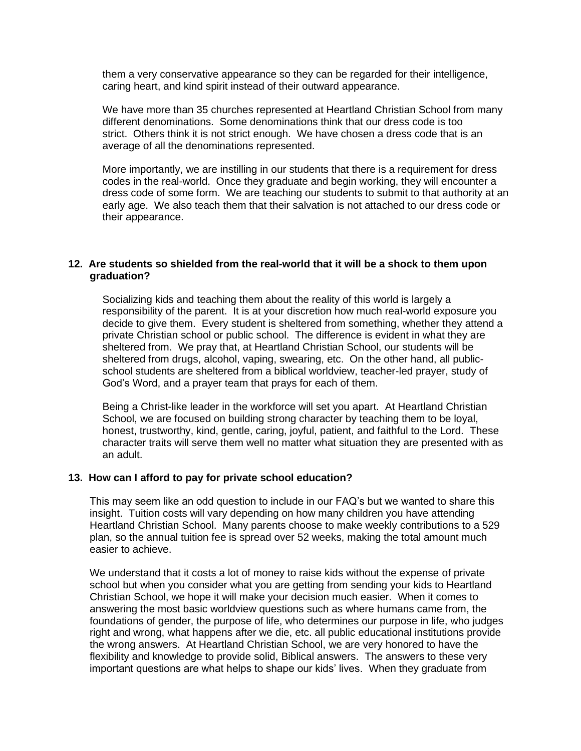them a very conservative appearance so they can be regarded for their intelligence, caring heart, and kind spirit instead of their outward appearance.

We have more than 35 churches represented at Heartland Christian School from many different denominations. Some denominations think that our dress code is too strict. Others think it is not strict enough. We have chosen a dress code that is an average of all the denominations represented.

More importantly, we are instilling in our students that there is a requirement for dress codes in the real-world. Once they graduate and begin working, they will encounter a dress code of some form. We are teaching our students to submit to that authority at an early age. We also teach them that their salvation is not attached to our dress code or their appearance.

**12. Are students so shielded from the real-world that it will be a shock to them upon graduation?**

Socializing kids and teaching them about the reality of this world is largely a responsibility of the parent. It is at your discretion how much real-world exposure you decide to give them. Every student is sheltered from something, whether they attend a private Christian school or public school. The difference is evident in what they are sheltered from. We pray that, at Heartland Christian School, our students will be sheltered from drugs, alcohol, vaping, swearing, etc. On the other hand, all public-school students are sheltered from a biblical worldview, teacher-led prayer, study of God's Word, and a prayer team that prays for each of them.

Being a Christ-like leader in the workforce will set you apart. At Heartland Christian School, we are focused on building strong character by teaching them to be loyal, honest, trustworthy, kind, gentle, caring, joyful, patient, and faithful to the Lord. These character traits will serve them well no matter what situation they are presented with as an adult.

**13. How can I afford to pay for private school education?**

This may seem like an odd question to include in our FAQ's but we wanted to share this insight. Tuition costs will vary depending on how many children you have attending Heartland Christian School. Many parents choose to make weekly contributions to a 529 plan, so the annual tuition fee is spread over 52 weeks, making the total amount much easier to achieve.

We understand that it costs a lot of money to raise kids without the expense of private school but when you consider what you are getting from sending your kids to Heartland Christian School, we hope it will make your decision much easier. When it comes to answering the most basic worldview questions such as where humans came from, the foundations of gender, the purpose of life, who determines our purpose in life, who judges right and wrong, what happens after we die, etc. all public educational institutions provide the wrong answers. At Heartland Christian School, we are very honored to have the flexibility and knowledge to provide solid, Biblical answers. The answers to these very important questions are what helps to shape our kids' lives. When they graduate from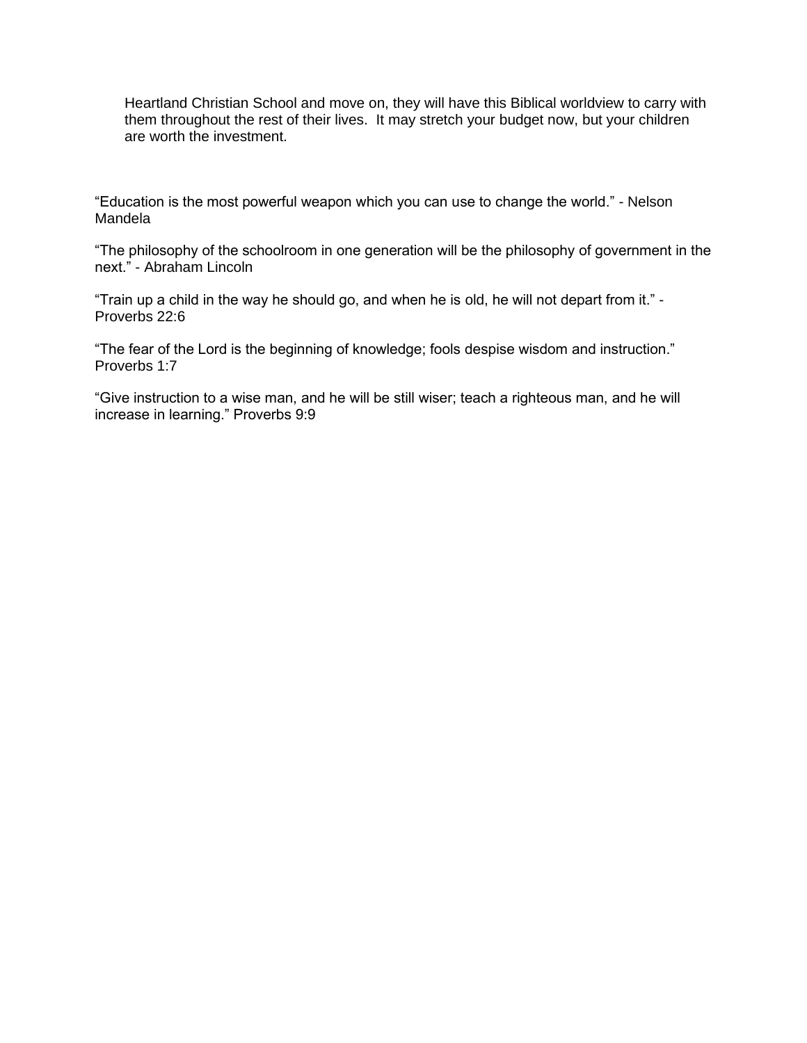Heartland Christian School and move on, they will have this Biblical worldview to carry with them throughout the rest of their lives. It may stretch your budget now, but your children are worth the investment.

“Education is the most powerful weapon which you can use to change the world.” - Nelson Mandela

“The philosophy of the schoolroom in one generation will be the philosophy of government in the next.” - Abraham Lincoln

“Train up a child in the way he should go, and when he is old, he will not depart from it.” - Proverbs 22:6

“The fear of the Lord is the beginning of knowledge; fools despise wisdom and instruction.” Proverbs 1:7

“Give instruction to a wise man, and he will be still wiser; teach a righteous man, and he will increase in learning.” Proverbs 9:9